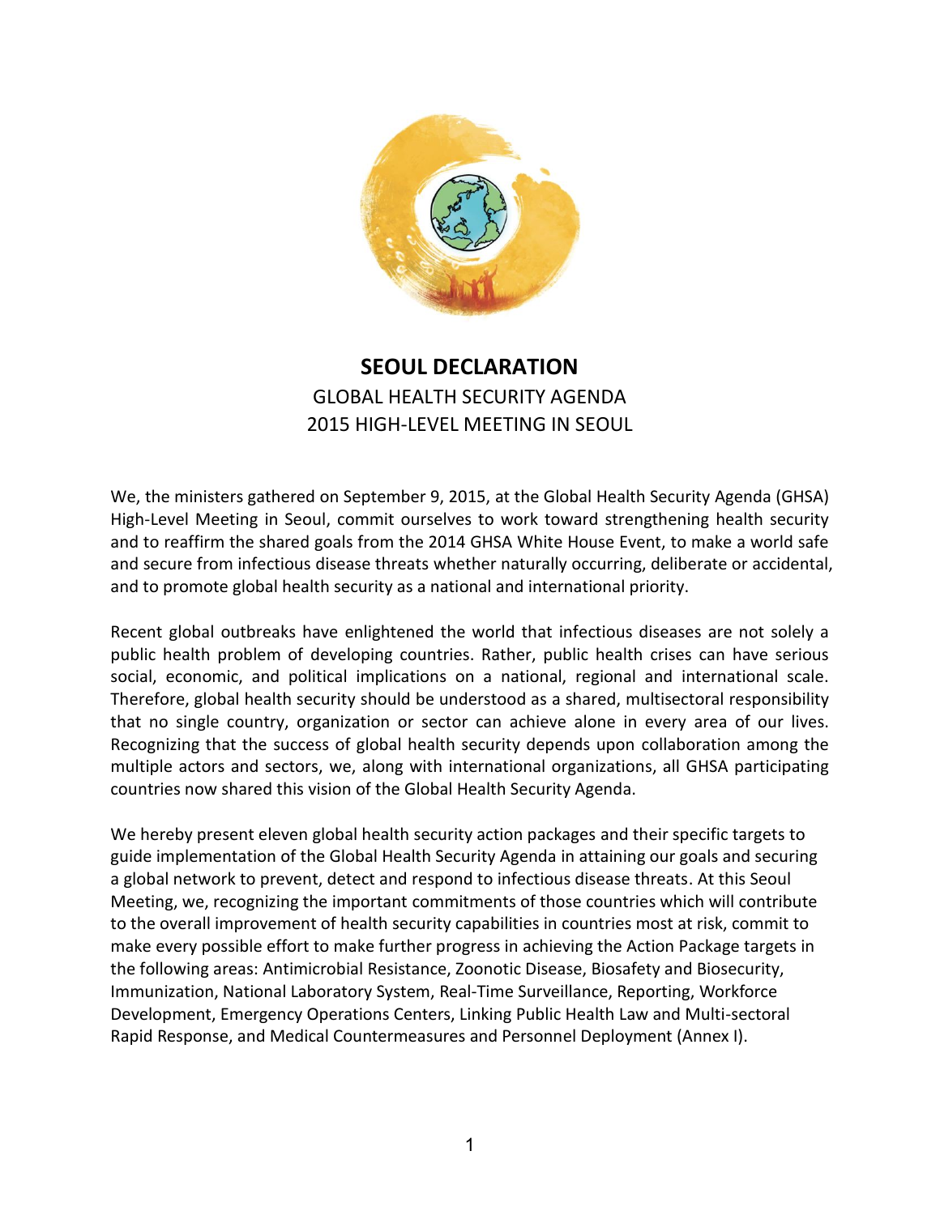# SEOUL DECLARATION

GLOBAL HEALTH SECURITY AGENDA
2015 HIGH-LEVEL MEETING IN SEOUL

We, the ministers gathered on September 9, 2015, at the Global Health Security Agenda (GHSA) High-Level Meeting in Seoul, commit ourselves to work toward strengthening health security and to reaffirm the shared goals from the 2014 GHSA White House Event, to make a world safe and secure from infectious disease threats whether naturally occurring, deliberate or accidental, and to promote global health security as a national and international priority.

Recent global outbreaks have enlightened the world that infectious diseases are not solely a public health problem of developing countries. Rather, public health crises can have serious social, economic, and political implications on a national, regional and international scale. Therefore, global health security should be understood as a shared, multisectoral responsibility that no single country, organization or sector can achieve alone in every area of our lives. Recognizing that the success of global health security depends upon collaboration among the multiple actors and sectors, we, along with international organizations, all GHSA participating countries now shared this vision of the Global Health Security Agenda.

We hereby present eleven global health security action packages and their specific targets to guide implementation of the Global Health Security Agenda in attaining our goals and securing a global network to prevent, detect and respond to infectious disease threats. At this Seoul Meeting, we, recognizing the important commitments of those countries which will contribute to the overall improvement of health security capabilities in countries most at risk, commit to make every possible effort to make further progress in achieving the Action Package targets in the following areas: Antimicrobial Resistance, Zoonotic Disease, Biosafety and Biosecurity, Immunization, National Laboratory System, Real-Time Surveillance, Reporting, Workforce Development, Emergency Operations Centers, Linking Public Health Law and Multi-sectoral Rapid Response, and Medical Countermeasures and Personnel Deployment (Annex I).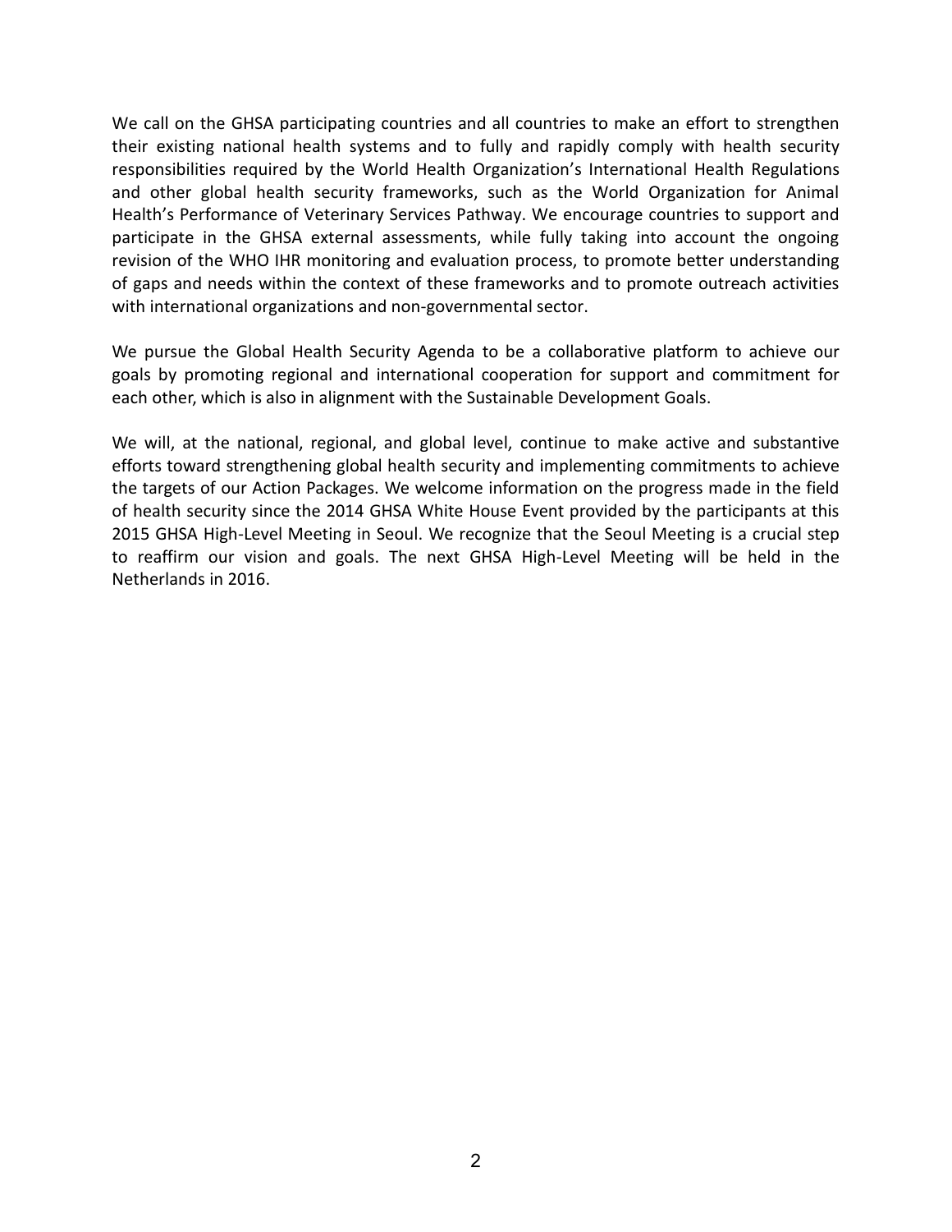We call on the GHSA participating countries and all countries to make an effort to strengthen their existing national health systems and to fully and rapidly comply with health security responsibilities required by the World Health Organization's International Health Regulations and other global health security frameworks, such as the World Organization for Animal Health's Performance of Veterinary Services Pathway. We encourage countries to support and participate in the GHSA external assessments, while fully taking into account the ongoing revision of the WHO IHR monitoring and evaluation process, to promote better understanding of gaps and needs within the context of these frameworks and to promote outreach activities with international organizations and non-governmental sector.

We pursue the Global Health Security Agenda to be a collaborative platform to achieve our goals by promoting regional and international cooperation for support and commitment for each other, which is also in alignment with the Sustainable Development Goals.

We will, at the national, regional, and global level, continue to make active and substantive efforts toward strengthening global health security and implementing commitments to achieve the targets of our Action Packages. We welcome information on the progress made in the field of health security since the 2014 GHSA White House Event provided by the participants at this 2015 GHSA High-Level Meeting in Seoul. We recognize that the Seoul Meeting is a crucial step to reaffirm our vision and goals. The next GHSA High-Level Meeting will be held in the Netherlands in 2016.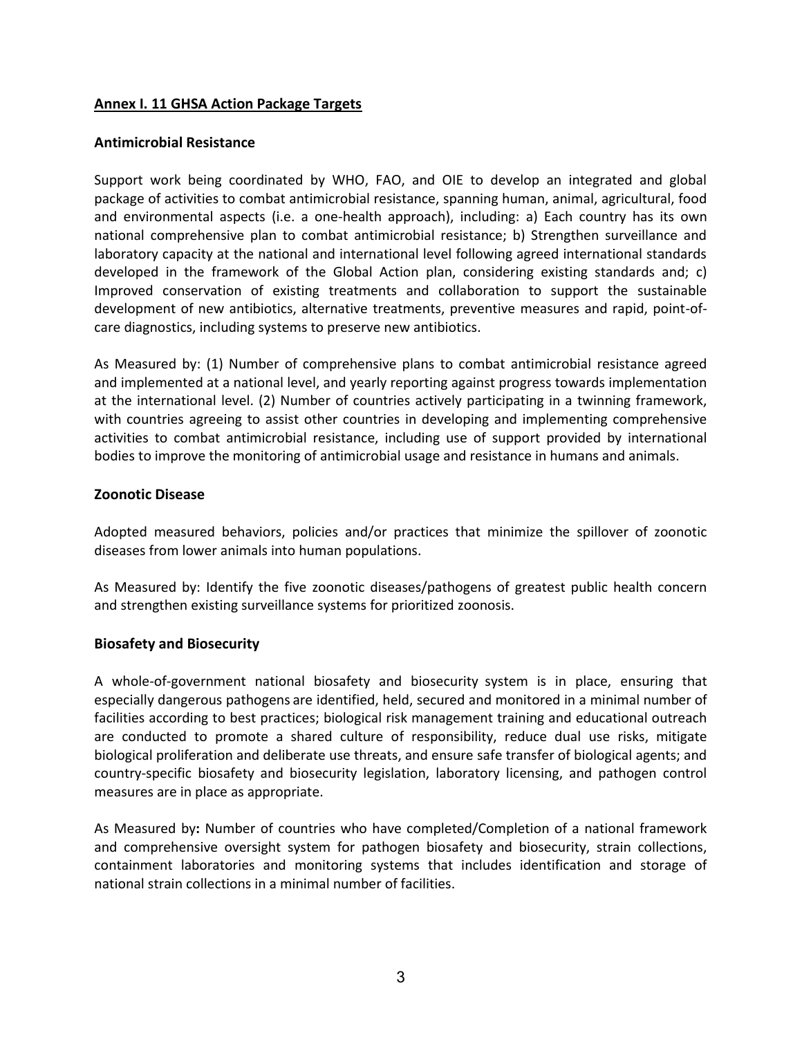## Annex I. 11 GHSA Action Package Targets

### Antimicrobial Resistance

Support work being coordinated by WHO, FAO, and OIE to develop an integrated and global package of activities to combat antimicrobial resistance, spanning human, animal, agricultural, food and environmental aspects (i.e. a one-health approach), including: a) Each country has its own national comprehensive plan to combat antimicrobial resistance; b) Strengthen surveillance and laboratory capacity at the national and international level following agreed international standards developed in the framework of the Global Action plan, considering existing standards and; c) Improved conservation of existing treatments and collaboration to support the sustainable development of new antibiotics, alternative treatments, preventive measures and rapid, point-of-care diagnostics, including systems to preserve new antibiotics.

As Measured by: (1) Number of comprehensive plans to combat antimicrobial resistance agreed and implemented at a national level, and yearly reporting against progress towards implementation at the international level. (2) Number of countries actively participating in a twinning framework, with countries agreeing to assist other countries in developing and implementing comprehensive activities to combat antimicrobial resistance, including use of support provided by international bodies to improve the monitoring of antimicrobial usage and resistance in humans and animals.

### Zoonotic Disease

Adopted measured behaviors, policies and/or practices that minimize the spillover of zoonotic diseases from lower animals into human populations.

As Measured by: Identify the five zoonotic diseases/pathogens of greatest public health concern and strengthen existing surveillance systems for prioritized zoonosis.

### Biosafety and Biosecurity

A whole-of-government national biosafety and biosecurity system is in place, ensuring that especially dangerous pathogens are identified, held, secured and monitored in a minimal number of facilities according to best practices; biological risk management training and educational outreach are conducted to promote a shared culture of responsibility, reduce dual use risks, mitigate biological proliferation and deliberate use threats, and ensure safe transfer of biological agents; and country-specific biosafety and biosecurity legislation, laboratory licensing, and pathogen control measures are in place as appropriate.

As Measured by**:** Number of countries who have completed/Completion of a national framework and comprehensive oversight system for pathogen biosafety and biosecurity, strain collections, containment laboratories and monitoring systems that includes identification and storage of national strain collections in a minimal number of facilities.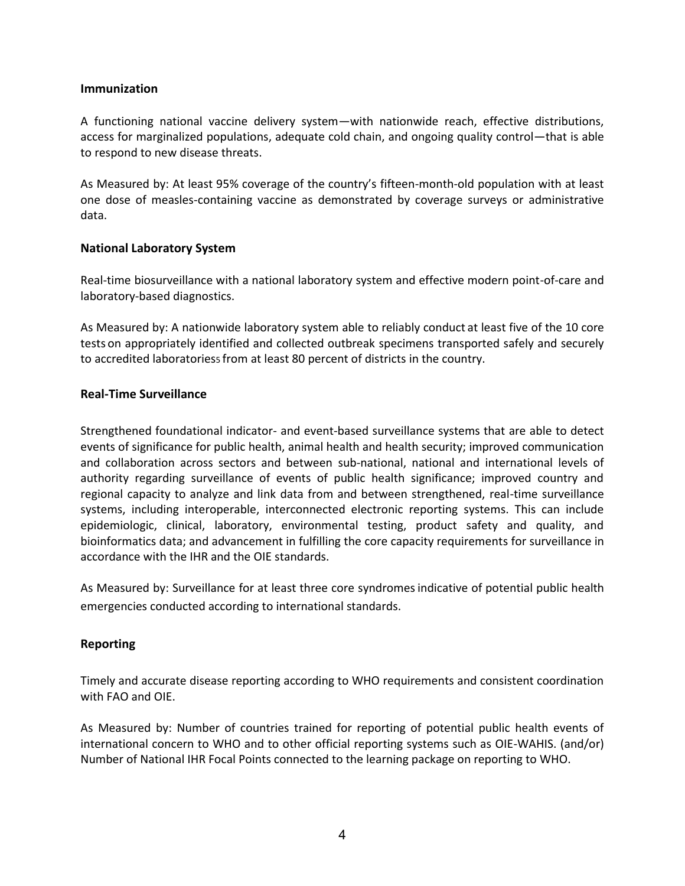### Immunization

A functioning national vaccine delivery system—with nationwide reach, effective distributions, access for marginalized populations, adequate cold chain, and ongoing quality control—that is able to respond to new disease threats.

As Measured by: At least 95% coverage of the country's fifteen-month-old population with at least one dose of measles-containing vaccine as demonstrated by coverage surveys or administrative data.

### National Laboratory System

Real-time biosurveillance with a national laboratory system and effective modern point-of-care and laboratory-based diagnostics.

As Measured by: A nationwide laboratory system able to reliably conduct at least five of the 10 core tests on appropriately identified and collected outbreak specimens transported safely and securely to accredited laboratories[5] from at least 80 percent of districts in the country.

### Real-Time Surveillance

Strengthened foundational indicator- and event-based surveillance systems that are able to detect events of significance for public health, animal health and health security; improved communication and collaboration across sectors and between sub-national, national and international levels of authority regarding surveillance of events of public health significance; improved country and regional capacity to analyze and link data from and between strengthened, real-time surveillance systems, including interoperable, interconnected electronic reporting systems. This can include epidemiologic, clinical, laboratory, environmental testing, product safety and quality, and bioinformatics data; and advancement in fulfilling the core capacity requirements for surveillance in accordance with the IHR and the OIE standards.

As Measured by: Surveillance for at least three core syndromes indicative of potential public health emergencies conducted according to international standards.

### Reporting

Timely and accurate disease reporting according to WHO requirements and consistent coordination with FAO and OIE.

As Measured by: Number of countries trained for reporting of potential public health events of international concern to WHO and to other official reporting systems such as OIE-WAHIS. (and/or) Number of National IHR Focal Points connected to the learning package on reporting to WHO.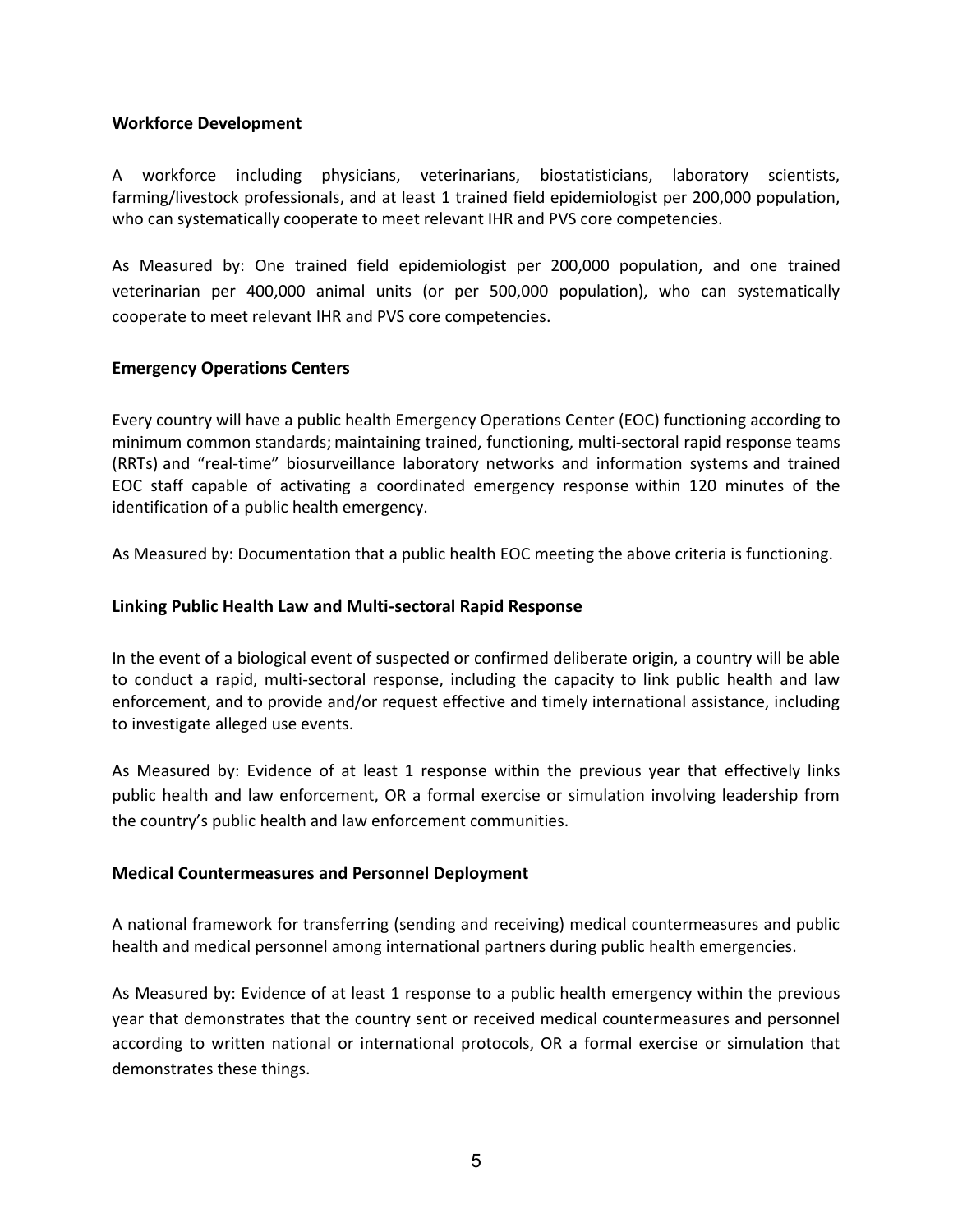**Workforce Development**

A workforce including physicians, veterinarians, biostatisticians, laboratory scientists, farming/livestock professionals, and at least 1 trained field epidemiologist per 200,000 population, who can systematically cooperate to meet relevant IHR and PVS core competencies.

As Measured by: One trained field epidemiologist per 200,000 population, and one trained veterinarian per 400,000 animal units (or per 500,000 population), who can systematically cooperate to meet relevant IHR and PVS core competencies.

**Emergency Operations Centers**

Every country will have a public health Emergency Operations Center (EOC) functioning according to minimum common standards; maintaining trained, functioning, multi-sectoral rapid response teams (RRTs) and "real-time" biosurveillance laboratory networks and information systems and trained EOC staff capable of activating a coordinated emergency response within 120 minutes of the identification of a public health emergency.

As Measured by: Documentation that a public health EOC meeting the above criteria is functioning.

**Linking Public Health Law and Multi-sectoral Rapid Response**

In the event of a biological event of suspected or confirmed deliberate origin, a country will be able to conduct a rapid, multi-sectoral response, including the capacity to link public health and law enforcement, and to provide and/or request effective and timely international assistance, including to investigate alleged use events.

As Measured by: Evidence of at least 1 response within the previous year that effectively links public health and law enforcement, OR a formal exercise or simulation involving leadership from the country's public health and law enforcement communities.

**Medical Countermeasures and Personnel Deployment**

A national framework for transferring (sending and receiving) medical countermeasures and public health and medical personnel among international partners during public health emergencies.

As Measured by: Evidence of at least 1 response to a public health emergency within the previous year that demonstrates that the country sent or received medical countermeasures and personnel according to written national or international protocols, OR a formal exercise or simulation that demonstrates these things.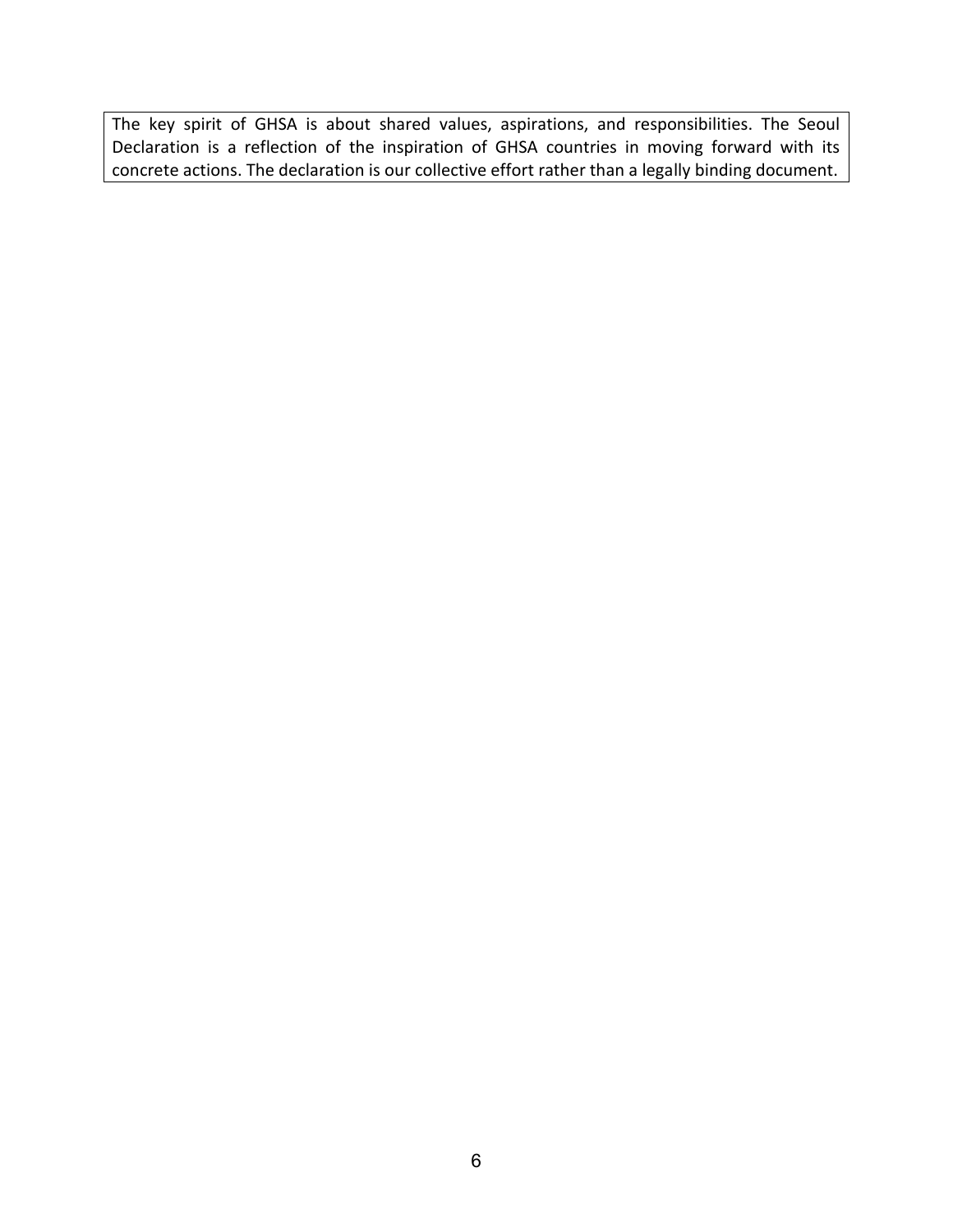The key spirit of GHSA is about shared values, aspirations, and responsibilities. The Seoul Declaration is a reflection of the inspiration of GHSA countries in moving forward with its concrete actions. The declaration is our collective effort rather than a legally binding document.